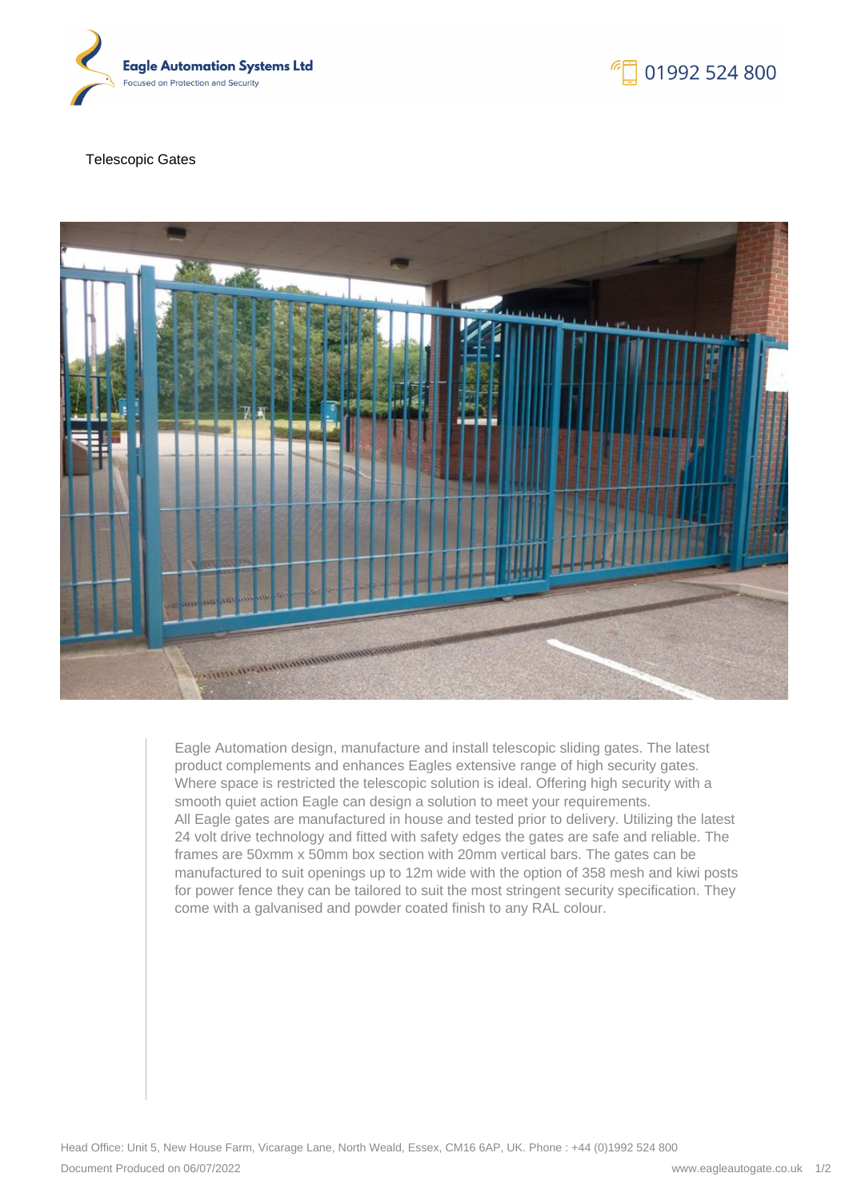Eagle Automation Systems Ltd
Focused on Protection and Security

01992 524 800

# Telescopic Gates

Eagle Automation design, manufacture and install telescopic sliding gates. The latest product complements and enhances Eagles extensive range of high security gates. Where space is restricted the telescopic solution is ideal. Offering high security with a smooth quiet action Eagle can design a solution to meet your requirements.
All Eagle gates are manufactured in house and tested prior to delivery. Utilizing the latest 24 volt drive technology and fitted with safety edges the gates are safe and reliable. The frames are 50xmm x 50mm box section with 20mm vertical bars. The gates can be manufactured to suit openings up to 12m wide with the option of 358 mesh and kiwi posts for power fence they can be tailored to suit the most stringent security specification. They come with a galvanised and powder coated finish to any RAL colour.

Head Office: Unit 5, New House Farm, Vicarage Lane, North Weald, Essex, CM16 6AP, UK. Phone : +44 (0)1992 524 800

Document Produced on 06/07/2022

www.eagleautogate.co.uk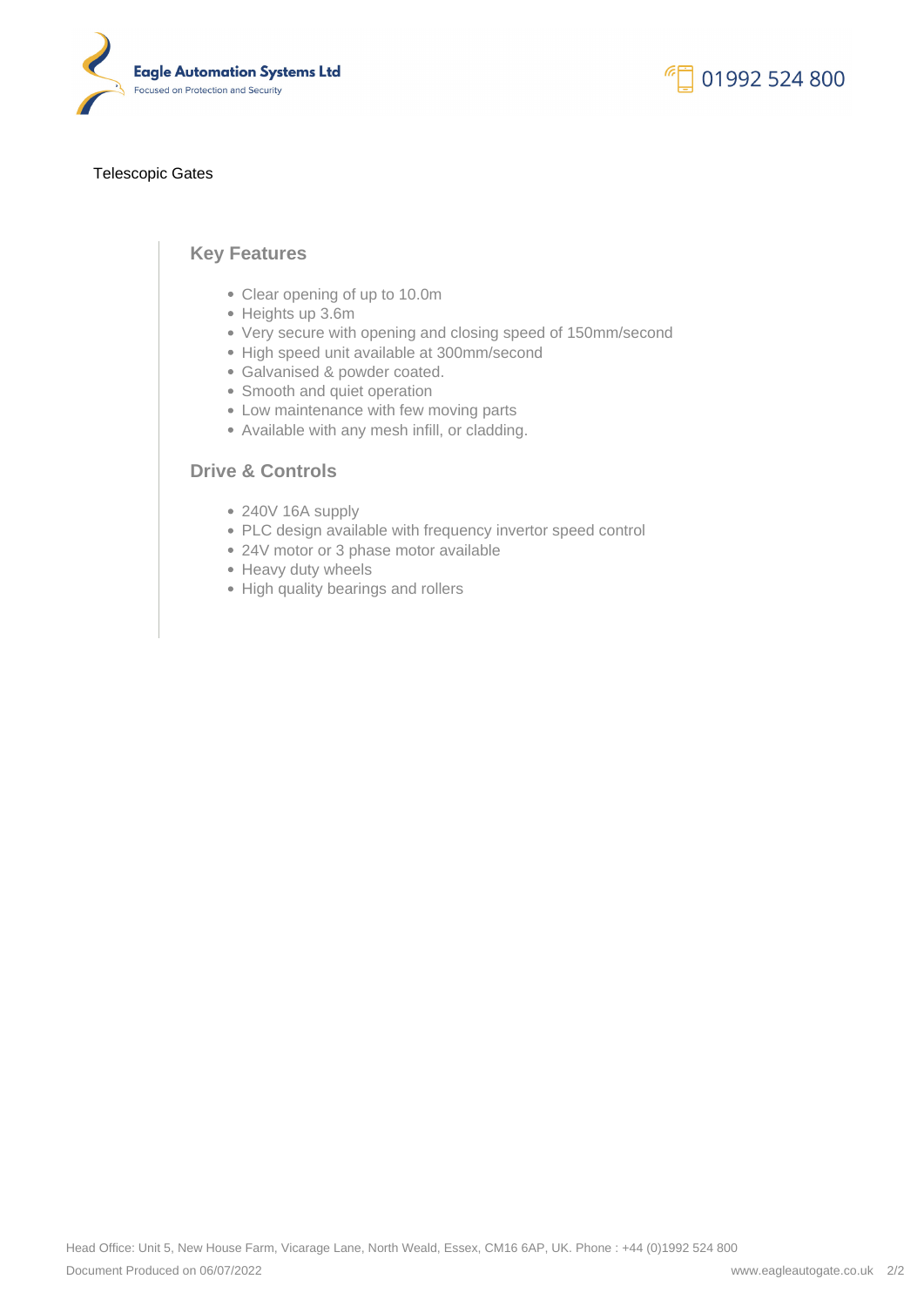Telescopic Gates

## Key Features

- Clear opening of up to 10.0m
- Heights up 3.6m
- Very secure with opening and closing speed of 150mm/second
- High speed unit available at 300mm/second
- Galvanised & powder coated.
- Smooth and quiet operation
- Low maintenance with few moving parts
- Available with any mesh infill, or cladding.

## Drive & Controls

- 240V 16A supply
- PLC design available with frequency invertor speed control
- 24V motor or 3 phase motor available
- Heavy duty wheels
- High quality bearings and rollers